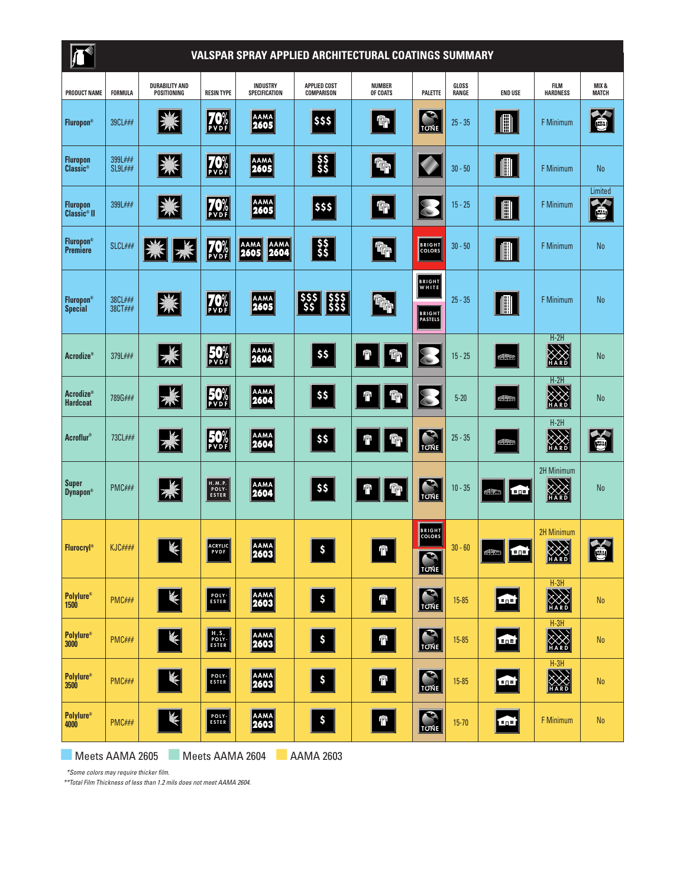# VALSPAR SPRAY APPLIED ARCHITECTURAL COATINGS SUMMARY

| PRODUCT NAME | FORMULA | DURABILITY AND POSITIONING | RESIN TYPE | INDUSTRY SPECIFICATION | APPLIED COST COMPARISON | NUMBER OF COATS | PALETTE | GLOSS RANGE | END USE | FILM HARDNESS | MIX & MATCH |
|---|---|---|---|---|---|---|---|---|---|---|---|
| Fluropon® | 39CL### | | 70% PVDF | AAMA 2605 | $$$ | | TONE | 25 - 35 | | F Minimum | MIX & MATCH |
| Fluropon Classic® | 399L### SL9L### | | 70% PVDF | AAMA 2605 | $$ $$ | | | 30 - 50 | | F Minimum | No |
| Fluropon Classic® II | 399L### | | 70% PVDF | AAMA 2605 | $$$ | | | 15 - 25 | | F Minimum | Limited MIX & MATCH |
| Fluropon® Premiere | SLCL### | | 70% PVDF | AAMA 2605 AAMA 2604 | $$ $$ | | BRIGHT COLORS | 30 - 50 | | F Minimum | No |
| Fluropon® Special | 38CL### 38CT### | | 70% PVDF | AAMA 2605 | $$$ $$ / $$$ $$$ | | BRIGHT WHITE / BRIGHT PASTELS | 25 - 35 | | F Minimum | No |
| Acrodize® | 379L### | | 50% PVDF | AAMA 2604 | $$ | | | 15 - 25 | | H-2H HARD | No |
| Acrodize® Hardcoat | 789G### | | 50% PVDF | AAMA 2604 | $$ | | | 5-20 | | H-2H HARD | No |
| Acroflur® | 73CL### | | 50% PVDF | AAMA 2604 | $$ | | TONE | 25 - 35 | | H-2H HARD | MIX & MATCH |
| Super Dynapon® | PMC### | | H.M.P. POLY-ESTER | AAMA 2604 | $$ | | TONE | 10 - 35 | | 2H Minimum HARD | No |
| Flurocryl® | KJC#### | | ACRYLIC PVDF | AAMA 2603 | $ | | BRIGHT COLORS / TONE | 30 - 60 | | 2H Minimum HARD | MIX & MATCH |
| Polylure® 1500 | PMC### | | POLY-ESTER | AAMA 2603 | $ | | TONE | 15-85 | | H-3H HARD | No |
| Polylure® 3000 | PMC### | | H.S. POLY-ESTER | AAMA 2603 | $ | | TONE | 15-85 | | H-3H HARD | No |
| Polylure® 3500 | PMC### | | POLY-ESTER | AAMA 2603 | $ | | TONE | 15-85 | | H-3H HARD | No |
| Polylure® 4000 | PMC### | | POLY-ESTER | AAMA 2603 | $ | | TONE | 15-70 | | F Minimum | No |

Meets AAMA 2605 | Meets AAMA 2604 | AAMA 2603

*\*Some colors may require thicker film.*

*\*\*Total Film Thickness of less than 1.2 mils does not meet AAMA 2604.*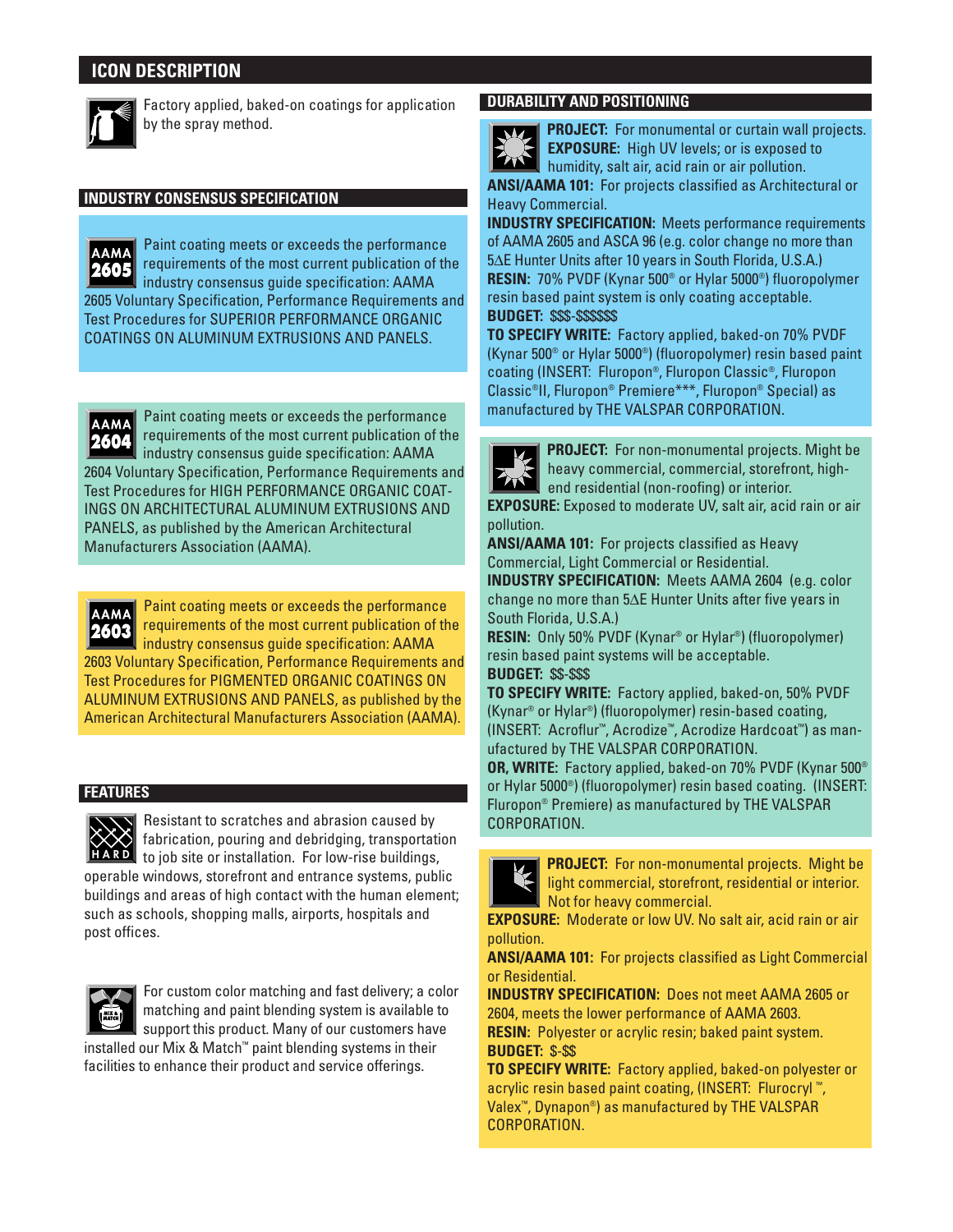## ICON DESCRIPTION

Factory applied, baked-on coatings for application by the spray method.

### INDUSTRY CONSENSUS SPECIFICATION

**AAMA 2605** — Paint coating meets or exceeds the performance requirements of the most current publication of the industry consensus guide specification: AAMA 2605 Voluntary Specification, Performance Requirements and Test Procedures for SUPERIOR PERFORMANCE ORGANIC COATINGS ON ALUMINUM EXTRUSIONS AND PANELS.

**AAMA 2604** — Paint coating meets or exceeds the performance requirements of the most current publication of the industry consensus guide specification: AAMA 2604 Voluntary Specification, Performance Requirements and Test Procedures for HIGH PERFORMANCE ORGANIC COATINGS ON ARCHITECTURAL ALUMINUM EXTRUSIONS AND PANELS, as published by the American Architectural Manufacturers Association (AAMA).

**AAMA 2603** — Paint coating meets or exceeds the performance requirements of the most current publication of the industry consensus guide specification: AAMA 2603 Voluntary Specification, Performance Requirements and Test Procedures for PIGMENTED ORGANIC COATINGS ON ALUMINUM EXTRUSIONS AND PANELS, as published by the American Architectural Manufacturers Association (AAMA).

### FEATURES

**HARD** — Resistant to scratches and abrasion caused by fabrication, pouring and debridging, transportation to job site or installation. For low-rise buildings, operable windows, storefront and entrance systems, public buildings and areas of high contact with the human element; such as schools, shopping malls, airports, hospitals and post offices.

**MIX & MATCH** — For custom color matching and fast delivery; a color matching and paint blending system is available to support this product. Many of our customers have installed our Mix & Match™ paint blending systems in their facilities to enhance their product and service offerings.

### DURABILITY AND POSITIONING

**PROJECT:** For monumental or curtain wall projects.
**EXPOSURE:** High UV levels; or is exposed to humidity, salt air, acid rain or air pollution.
**ANSI/AAMA 101:** For projects classified as Architectural or Heavy Commercial.
**INDUSTRY SPECIFICATION:** Meets performance requirements of AAMA 2605 and ASCA 96 (e.g. color change no more than 5ΔE Hunter Units after 10 years in South Florida, U.S.A.)
**RESIN:** 70% PVDF (Kynar 500® or Hylar 5000®) fluoropolymer resin based paint system is only coating acceptable.
**BUDGET:** \$\$\$-\$\$\$\$\$\$
**TO SPECIFY WRITE:** Factory applied, baked-on 70% PVDF (Kynar 500® or Hylar 5000®) (fluoropolymer) resin based paint coating (INSERT: Fluropon®, Fluropon Classic®, Fluropon Classic®II, Fluropon® Premiere***, Fluropon® Special) as manufactured by THE VALSPAR CORPORATION.

**PROJECT:** For non-monumental projects. Might be heavy commercial, commercial, storefront, high-end residential (non-roofing) or interior.
**EXPOSURE:** Exposed to moderate UV, salt air, acid rain or air pollution.
**ANSI/AAMA 101:** For projects classified as Heavy Commercial, Light Commercial or Residential.
**INDUSTRY SPECIFICATION:** Meets AAMA 2604 (e.g. color change no more than 5ΔE Hunter Units after five years in South Florida, U.S.A.)
**RESIN:** Only 50% PVDF (Kynar® or Hylar®) (fluoropolymer) resin based paint systems will be acceptable.
**BUDGET:** \$\$-\$\$\$
**TO SPECIFY WRITE:** Factory applied, baked-on, 50% PVDF (Kynar® or Hylar®) (fluoropolymer) resin-based coating, (INSERT: Acroflur™, Acrodize™, Acrodize Hardcoat™) as manufactured by THE VALSPAR CORPORATION.
**OR, WRITE:** Factory applied, baked-on 70% PVDF (Kynar 500® or Hylar 5000®) (fluoropolymer) resin based coating. (INSERT: Fluropon® Premiere) as manufactured by THE VALSPAR CORPORATION.

**PROJECT:** For non-monumental projects. Might be light commercial, storefront, residential or interior. Not for heavy commercial.
**EXPOSURE:** Moderate or low UV. No salt air, acid rain or air pollution.
**ANSI/AAMA 101:** For projects classified as Light Commercial or Residential.
**INDUSTRY SPECIFICATION:** Does not meet AAMA 2605 or 2604, meets the lower performance of AAMA 2603.
**RESIN:** Polyester or acrylic resin; baked paint system.
**BUDGET:** \$-\$\$
**TO SPECIFY WRITE:** Factory applied, baked-on polyester or acrylic resin based paint coating, (INSERT: Flurocryl™, Valex™, Dynapon®) as manufactured by THE VALSPAR CORPORATION.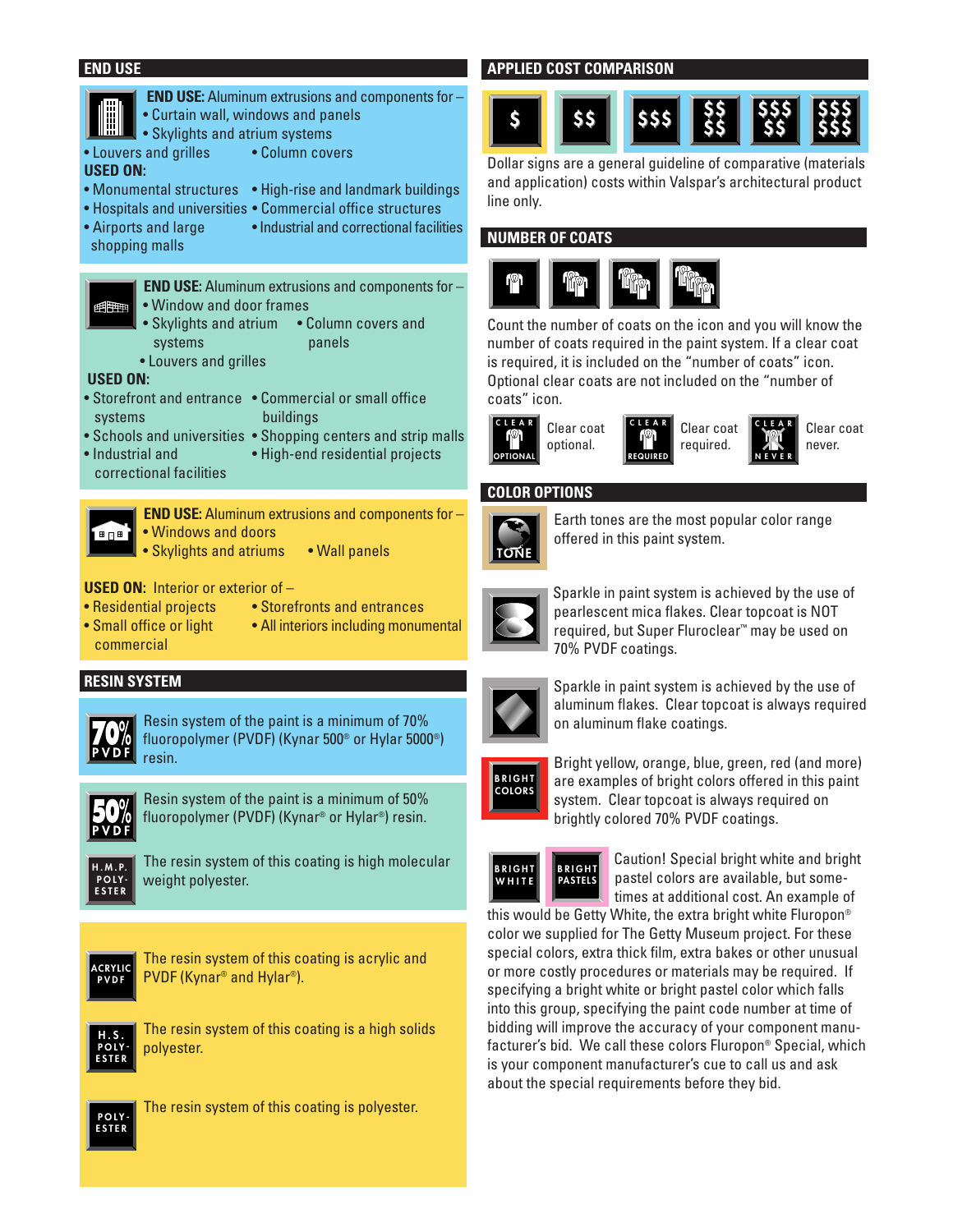## END USE

**END USE:** Aluminum extrusions and components for –
- Curtain wall, windows and panels
- Skylights and atrium systems
- Louvers and grilles
- Column covers

**USED ON:**
- Monumental structures
- High-rise and landmark buildings
- Hospitals and universities
- Commercial office structures
- Airports and large shopping malls
- Industrial and correctional facilities

**END USE:** Aluminum extrusions and components for –
- Window and door frames
- Skylights and atrium systems
- Column covers and panels
- Louvers and grilles

**USED ON:**
- Storefront and entrance systems
- Commercial or small office buildings
- Schools and universities
- Shopping centers and strip malls
- Industrial and correctional facilities
- High-end residential projects

**END USE:** Aluminum extrusions and components for –
- Windows and doors
- Skylights and atriums
- Wall panels

**USED ON:** Interior or exterior of –
- Residential projects
- Storefronts and entrances
- Small office or light commercial
- All interiors including monumental

## RESIN SYSTEM

70% PVDF — Resin system of the paint is a minimum of 70% fluoropolymer (PVDF) (Kynar 500® or Hylar 5000®) resin.

50% PVDF — Resin system of the paint is a minimum of 50% fluoropolymer (PVDF) (Kynar® or Hylar®) resin.

H.M.P. POLYESTER — The resin system of this coating is high molecular weight polyester.

ACRYLIC PVDF — The resin system of this coating is acrylic and PVDF (Kynar® and Hylar®).

H.S. POLYESTER — The resin system of this coating is a high solids polyester.

POLYESTER — The resin system of this coating is polyester.

## APPLIED COST COMPARISON

$ | $$ | $$$ | $$$$ | $$$$$ | $$$$$$

Dollar signs are a general guideline of comparative (materials and application) costs within Valspar's architectural product line only.

## NUMBER OF COATS

Count the number of coats on the icon and you will know the number of coats required in the paint system. If a clear coat is required, it is included on the "number of coats" icon. Optional clear coats are not included on the "number of coats" icon.

CLEAR OPTIONAL — Clear coat optional.

CLEAR REQUIRED — Clear coat required.

CLEAR NEVER — Clear coat never.

## COLOR OPTIONS

TONE — Earth tones are the most popular color range offered in this paint system.

Sparkle in paint system is achieved by the use of pearlescent mica flakes. Clear topcoat is NOT required, but Super Fluroclear™ may be used on 70% PVDF coatings.

Sparkle in paint system is achieved by the use of aluminum flakes. Clear topcoat is always required on aluminum flake coatings.

BRIGHT COLORS — Bright yellow, orange, blue, green, red (and more) are examples of bright colors offered in this paint system. Clear topcoat is always required on brightly colored 70% PVDF coatings.

BRIGHT WHITE / BRIGHT PASTELS — Caution! Special bright white and bright pastel colors are available, but sometimes at additional cost. An example of this would be Getty White, the extra bright white Fluropon® color we supplied for The Getty Museum project. For these special colors, extra thick film, extra bakes or other unusual or more costly procedures or materials may be required. If specifying a bright white or bright pastel color which falls into this group, specifying the paint code number at time of bidding will improve the accuracy of your component manufacturer's bid. We call these colors Fluropon® Special, which is your component manufacturer's cue to call us and ask about the special requirements before they bid.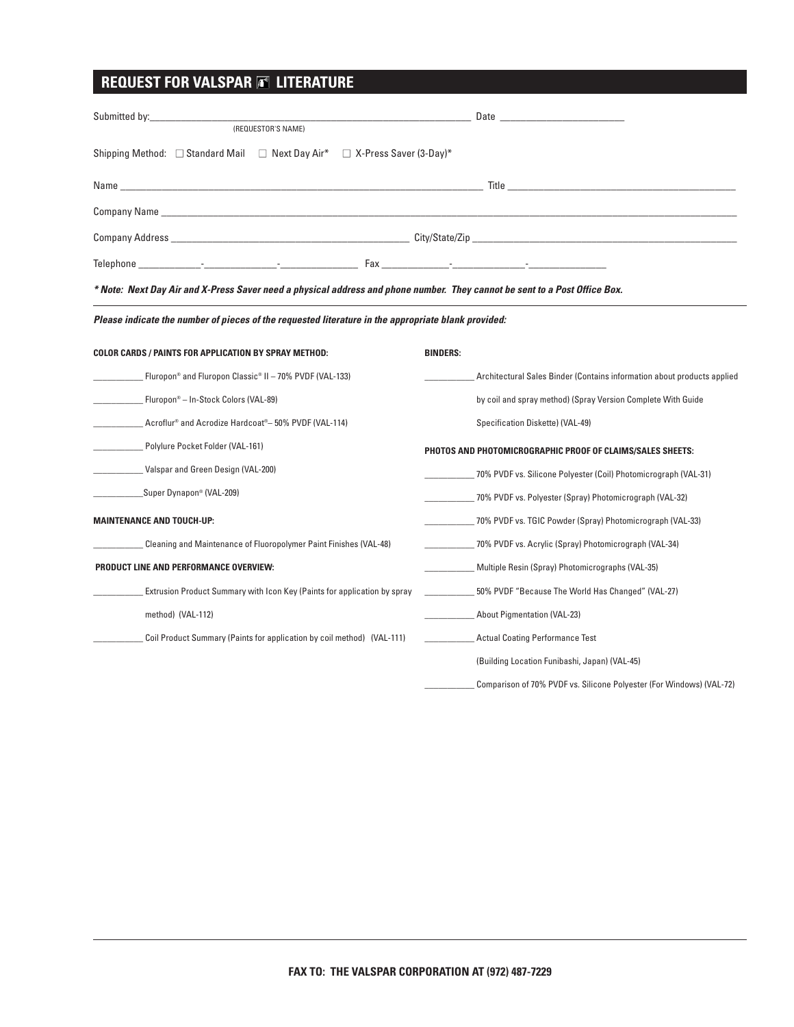## REQUEST FOR VALSPAR LITERATURE

Submitted by:_________________________________________________ Date ______________________
(REQUESTOR'S NAME)

Shipping Method: ☐ Standard Mail ☐ Next Day Air* ☐ X-Press Saver (3-Day)*

Name _______________________________________________ Title _______________________________

Company Name _______________________________________________________________________

Company Address ________________________________ City/State/Zip ___________________________

Telephone __________-____________-_____________ Fax ___________-____________-_____________

***Note: Next Day Air and X-Press Saver need a physical address and phone number. They cannot be sent to a Post Office Box.***

***Please indicate the number of pieces of the requested literature in the appropriate blank provided:***

**COLOR CARDS / PAINTS FOR APPLICATION BY SPRAY METHOD:**

__________ Fluropon® and Fluropon Classic® II – 70% PVDF (VAL-133)

__________ Fluropon® – In-Stock Colors (VAL-89)

__________ Acroflur® and Acrodize Hardcoat®– 50% PVDF (VAL-114)

__________ Polylure Pocket Folder (VAL-161)

__________ Valspar and Green Design (VAL-200)

__________ Super Dynapon® (VAL-209)

**MAINTENANCE AND TOUCH-UP:**

__________ Cleaning and Maintenance of Fluoropolymer Paint Finishes (VAL-48)

**PRODUCT LINE AND PERFORMANCE OVERVIEW:**

__________ Extrusion Product Summary with Icon Key (Paints for application by spray method) (VAL-112)

__________ Coil Product Summary (Paints for application by coil method) (VAL-111)

**BINDERS:**

__________ Architectural Sales Binder (Contains information about products applied by coil and spray method) (Spray Version Complete With Guide Specification Diskette) (VAL-49)

**PHOTOS AND PHOTOMICROGRAPHIC PROOF OF CLAIMS/SALES SHEETS:**

__________ 70% PVDF vs. Silicone Polyester (Coil) Photomicrograph (VAL-31)

__________ 70% PVDF vs. Polyester (Spray) Photomicrograph (VAL-32)

__________ 70% PVDF vs. TGIC Powder (Spray) Photomicrograph (VAL-33)

__________ 70% PVDF vs. Acrylic (Spray) Photomicrograph (VAL-34)

__________ Multiple Resin (Spray) Photomicrographs (VAL-35)

__________ 50% PVDF "Because The World Has Changed" (VAL-27)

__________ About Pigmentation (VAL-23)

__________ Actual Coating Performance Test (Building Location Funibashi, Japan) (VAL-45)

__________ Comparison of 70% PVDF vs. Silicone Polyester (For Windows) (VAL-72)

**FAX TO: THE VALSPAR CORPORATION AT (972) 487-7229**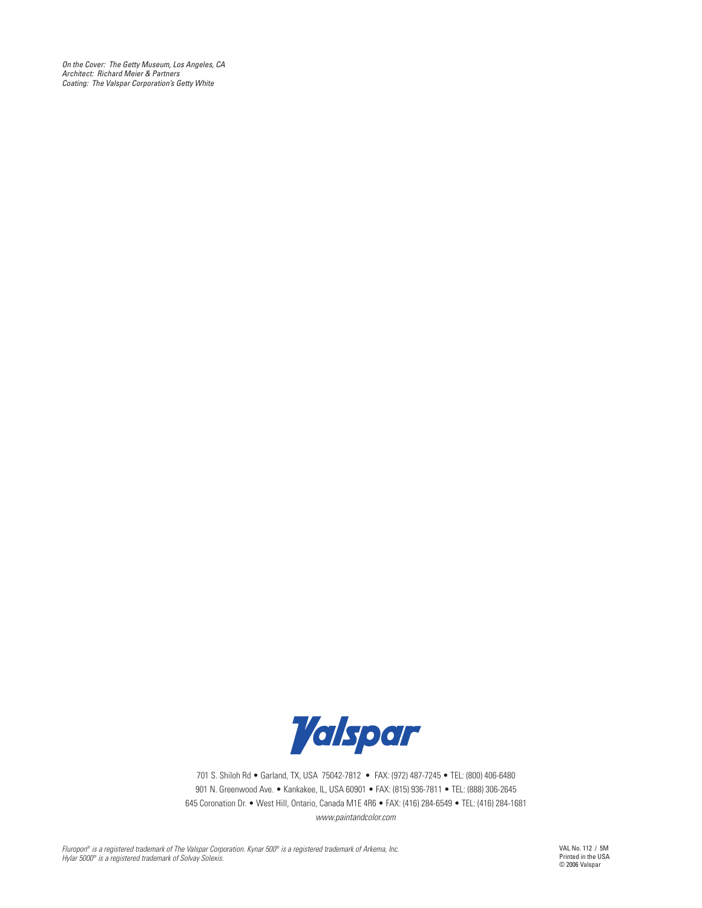*On the Cover: The Getty Museum, Los Angeles, CA*
*Architect: Richard Meier & Partners*
*Coating: The Valspar Corporation's Getty White*

Valspar

701 S. Shiloh Rd • Garland, TX, USA 75042-7812 • FAX: (972) 487-7245 • TEL: (800) 406-6480
901 N. Greenwood Ave. • Kankakee, IL, USA 60901 • FAX: (815) 936-7811 • TEL: (888) 306-2645
645 Coronation Dr. • West Hill, Ontario, Canada M1E 4R6 • FAX: (416) 284-6549 • TEL: (416) 284-1681
*www.paintandcolor.com*

*Fluropon® is a registered trademark of The Valspar Corporation. Kynar 500® is a registered trademark of Arkema, Inc.*
*Hylar 5000® is a registered trademark of Solvay Solexis.*

VAL No. 112 / 5M
Printed in the USA
© 2006 Valspar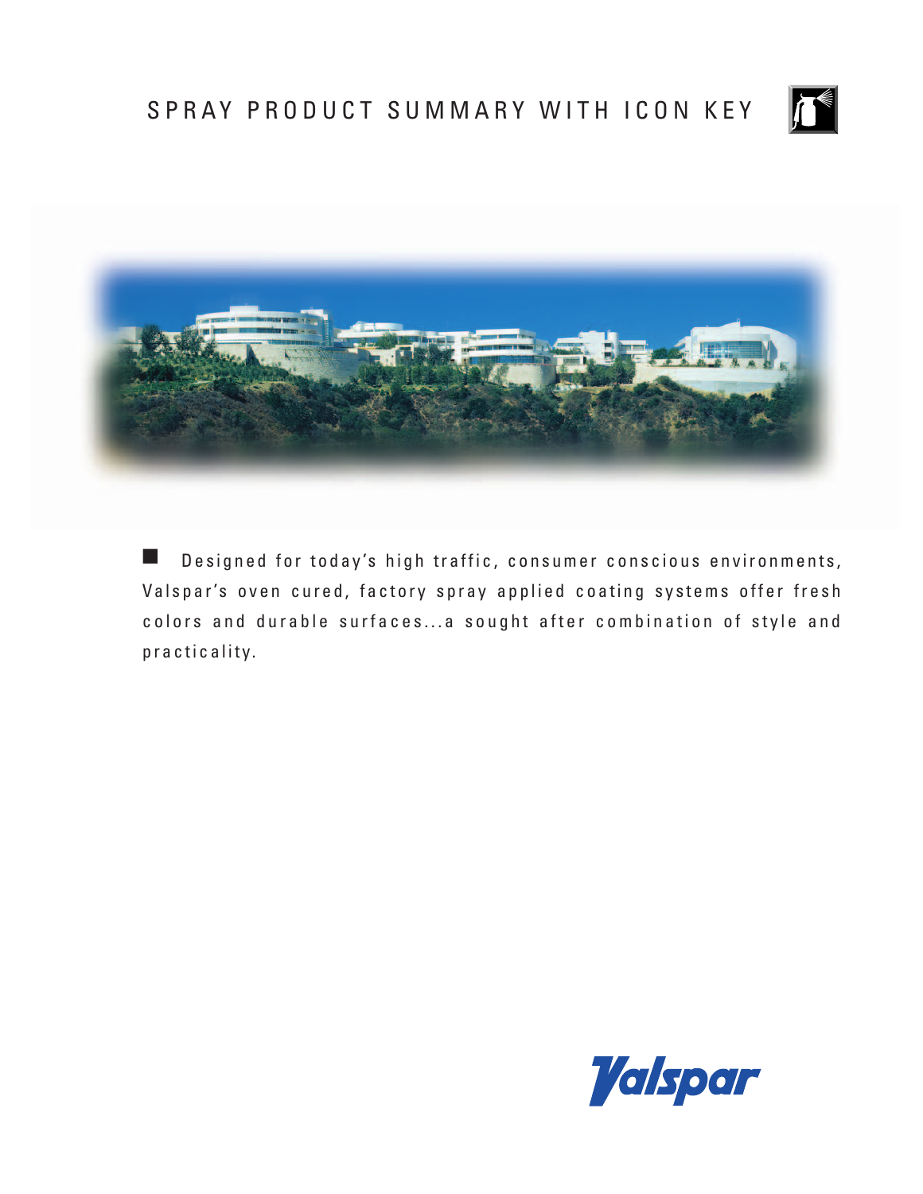# SPRAY PRODUCT SUMMARY WITH ICON KEY

Designed for today's high traffic, consumer conscious environments, Valspar's oven cured, factory spray applied coating systems offer fresh colors and durable surfaces...a sought after combination of style and practicality.

Valspar